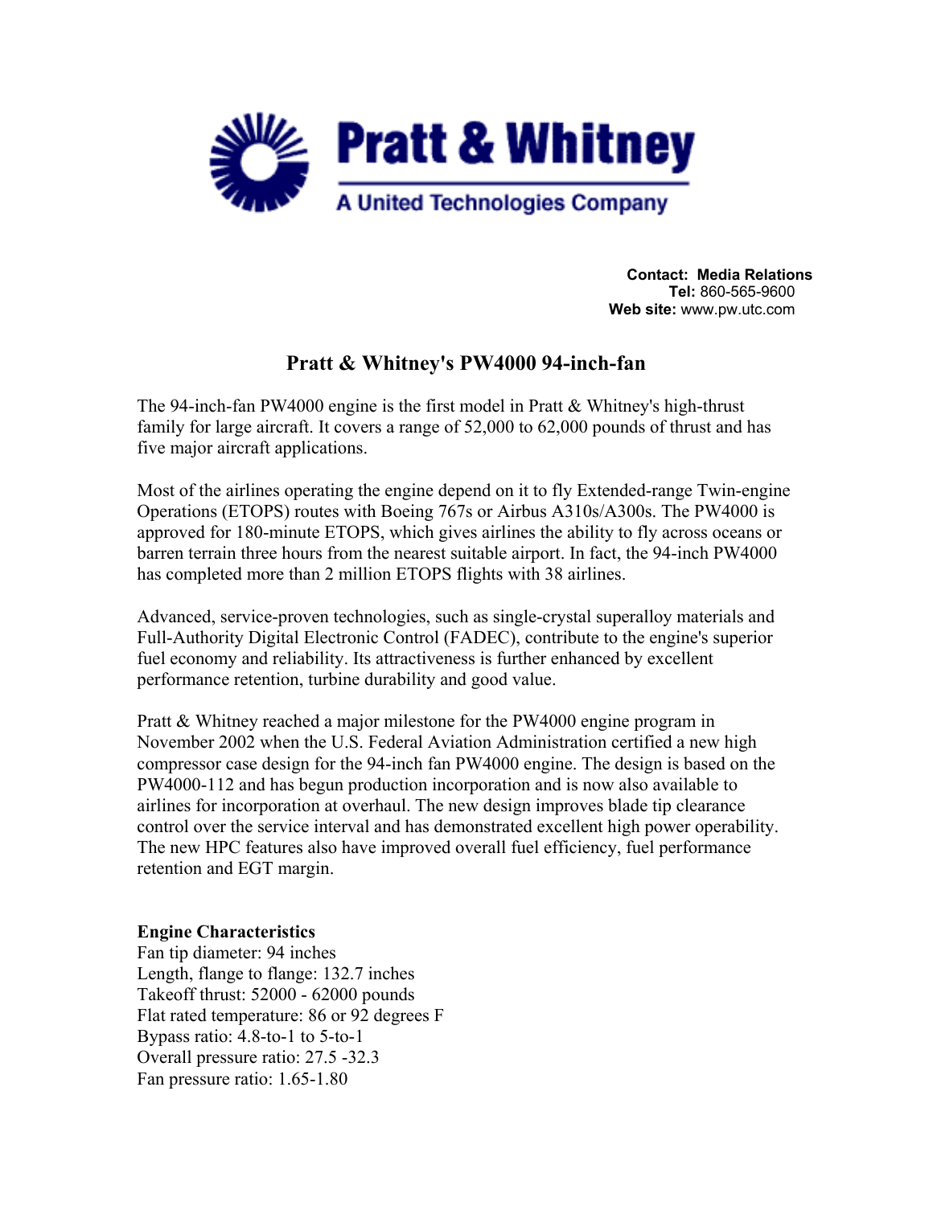Pratt & Whitney

A United Technologies Company

**Contact: Media Relations**
**Tel:** 860-565-9600
**Web site:** www.pw.utc.com

# Pratt & Whitney's PW4000 94-inch-fan

The 94-inch-fan PW4000 engine is the first model in Pratt & Whitney's high-thrust family for large aircraft. It covers a range of 52,000 to 62,000 pounds of thrust and has five major aircraft applications.

Most of the airlines operating the engine depend on it to fly Extended-range Twin-engine Operations (ETOPS) routes with Boeing 767s or Airbus A310s/A300s. The PW4000 is approved for 180-minute ETOPS, which gives airlines the ability to fly across oceans or barren terrain three hours from the nearest suitable airport. In fact, the 94-inch PW4000 has completed more than 2 million ETOPS flights with 38 airlines.

Advanced, service-proven technologies, such as single-crystal superalloy materials and Full-Authority Digital Electronic Control (FADEC), contribute to the engine's superior fuel economy and reliability. Its attractiveness is further enhanced by excellent performance retention, turbine durability and good value.

Pratt & Whitney reached a major milestone for the PW4000 engine program in November 2002 when the U.S. Federal Aviation Administration certified a new high compressor case design for the 94-inch fan PW4000 engine. The design is based on the PW4000-112 and has begun production incorporation and is now also available to airlines for incorporation at overhaul. The new design improves blade tip clearance control over the service interval and has demonstrated excellent high power operability. The new HPC features also have improved overall fuel efficiency, fuel performance retention and EGT margin.

**Engine Characteristics**
Fan tip diameter: 94 inches
Length, flange to flange: 132.7 inches
Takeoff thrust: 52000 - 62000 pounds
Flat rated temperature: 86 or 92 degrees F
Bypass ratio: 4.8-to-1 to 5-to-1
Overall pressure ratio: 27.5 -32.3
Fan pressure ratio: 1.65-1.80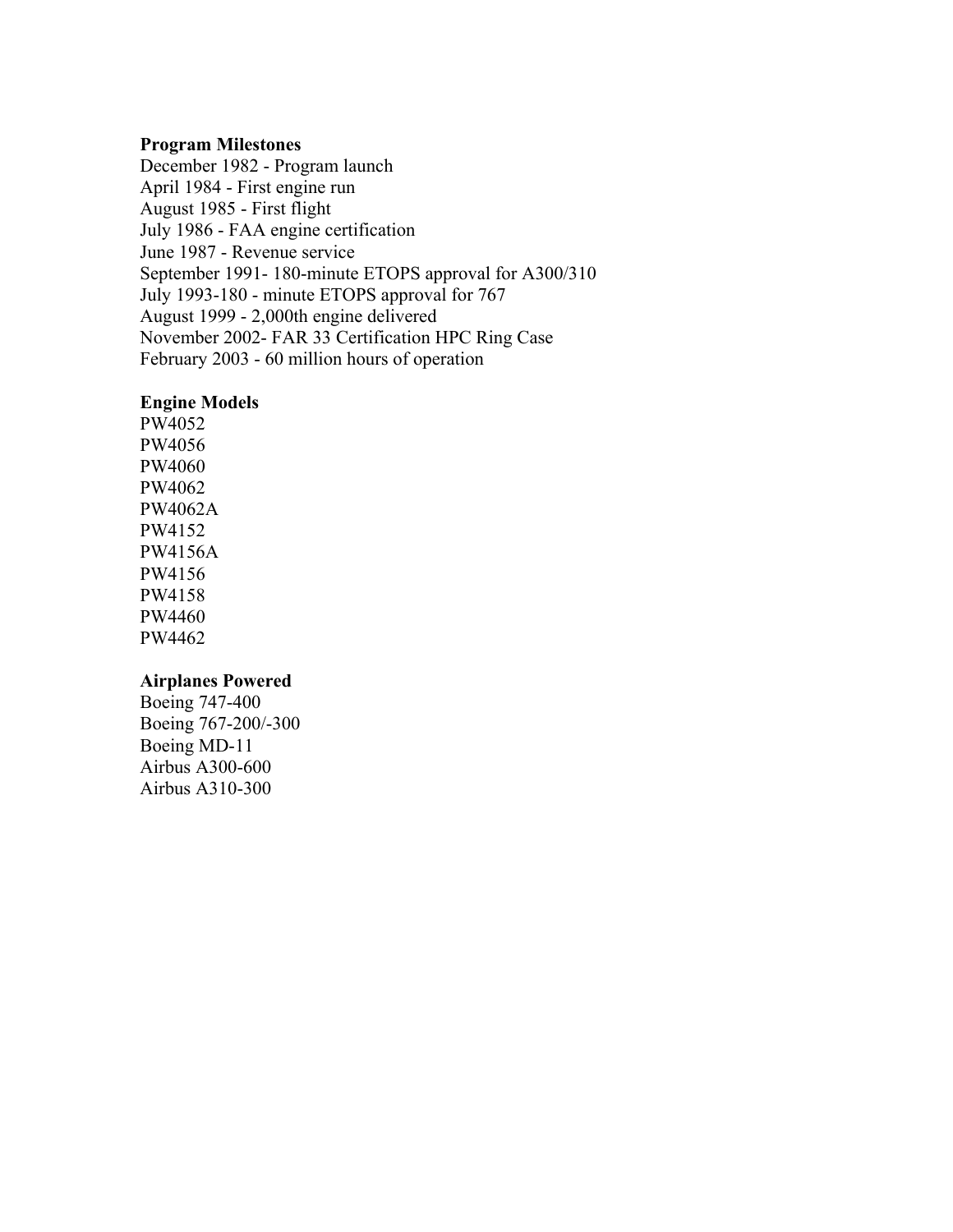**Program Milestones**

December 1982 - Program launch
April 1984 - First engine run
August 1985 - First flight
July 1986 - FAA engine certification
June 1987 - Revenue service
September 1991- 180-minute ETOPS approval for A300/310
July 1993-180 - minute ETOPS approval for 767
August 1999 - 2,000th engine delivered
November 2002- FAR 33 Certification HPC Ring Case
February 2003 - 60 million hours of operation

**Engine Models**

PW4052
PW4056
PW4060
PW4062
PW4062A
PW4152
PW4156A
PW4156
PW4158
PW4460
PW4462

**Airplanes Powered**

Boeing 747-400
Boeing 767-200/-300
Boeing MD-11
Airbus A300-600
Airbus A310-300